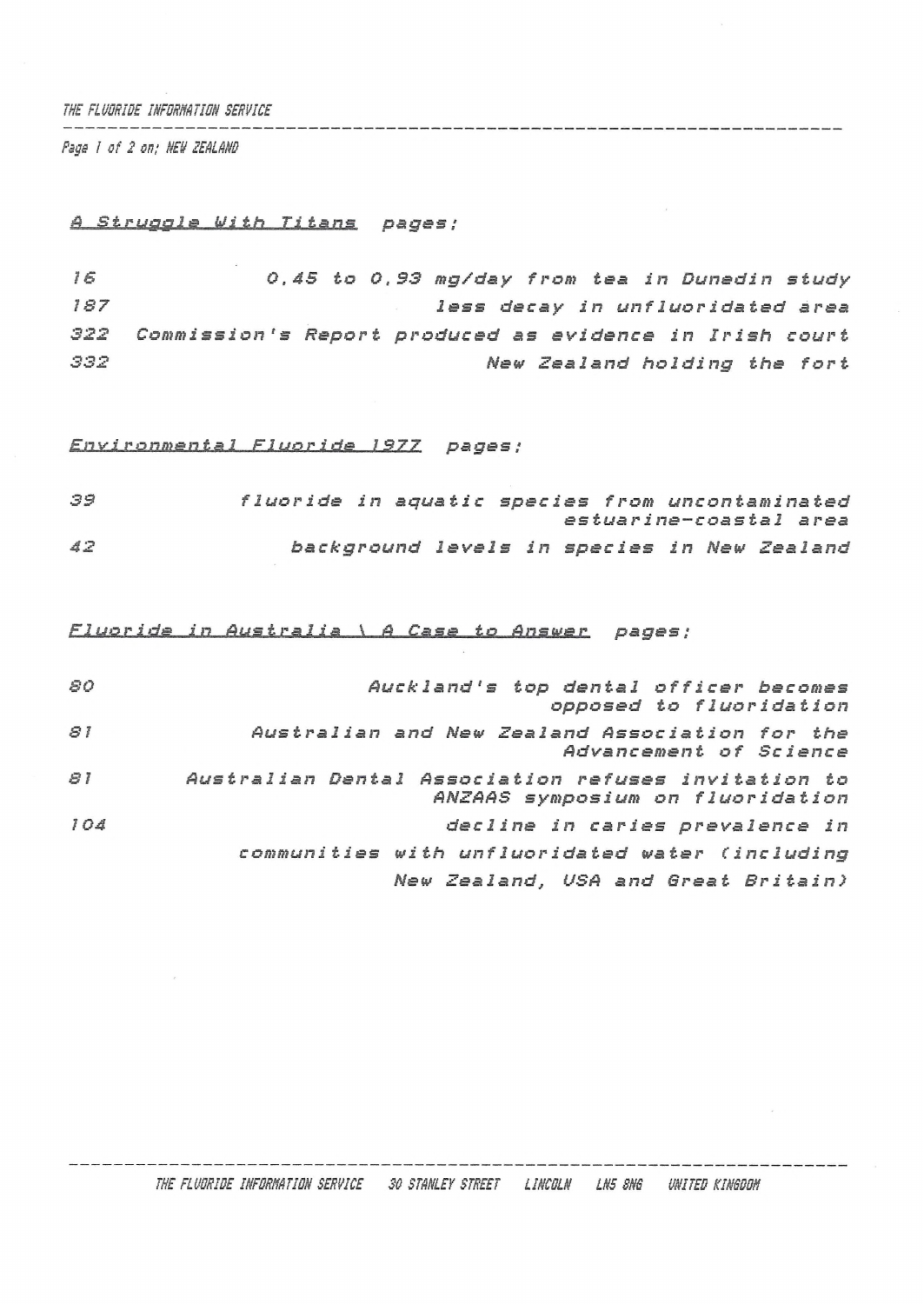THE FLUORIDE INFORMATION SERVICE

Page 1 of 2 on; NEW ZEALAND

## A Struggle With Titans pages;

| | |
|---|---|
| 16 | 0,45 to 0,93 mg/day from tea in Dunedin study |
| 187 | less decay in unfluoridated area |
| 322 | Commission's Report produced as evidence in Irish court |
| 332 | New Zealand holding the fort |

## Environmental Fluoride 1977 pages;

| | |
|---|---|
| 39 | fluoride in aquatic species from uncontaminated estuarine-coastal area |
| 42 | background levels in species in New Zealand |

## Fluoride in Australia \ A Case to Answer pages;

| | |
|---|---|
| 80 | Auckland's top dental officer becomes opposed to fluoridation |
| 81 | Australian and New Zealand Association for the Advancement of Science |
| 81 | Australian Dental Association refuses invitation to ANZAAS symposium on fluoridation |
| 104 | decline in caries prevalence in communities with unfluoridated water (including New Zealand, USA and Great Britain) |

THE FLUORIDE INFORMATION SERVICE 30 STANLEY STREET LINCOLN LN5 8NG UNITED KINGDOM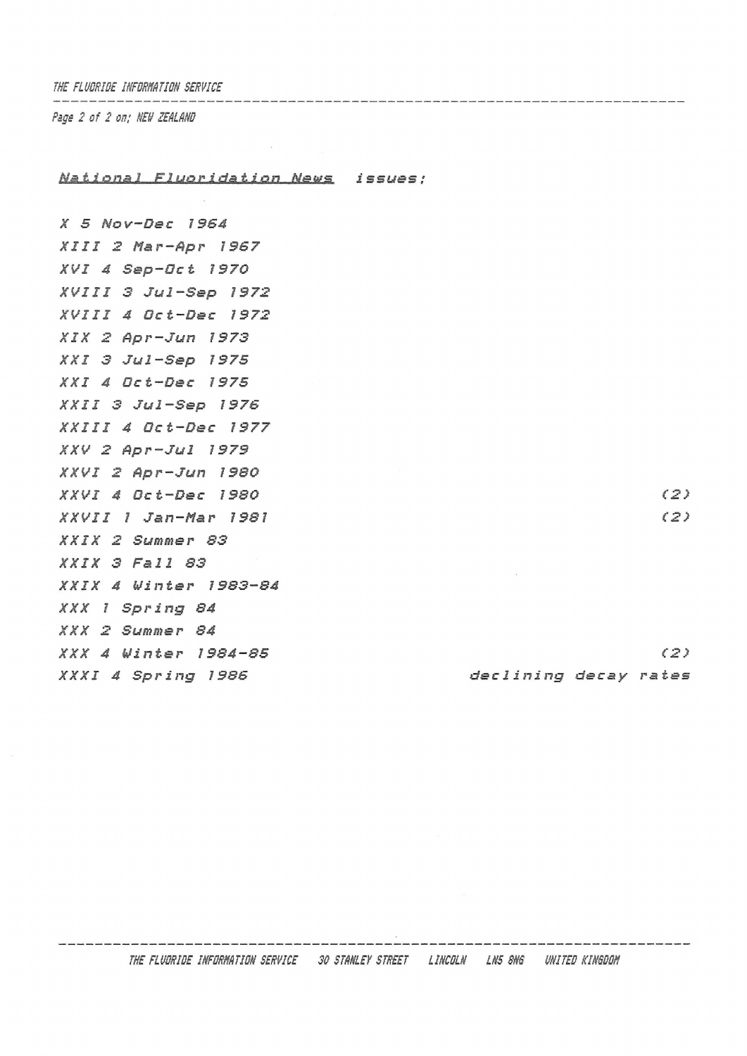*National Fluoridation News* issues:

X 5 Nov-Dec 1964
XIII 2 Mar-Apr 1967
XVI 4 Sep-Oct 1970
XVIII 3 Jul-Sep 1972
XVIII 4 Oct-Dec 1972
XIX 2 Apr-Jun 1973
XXI 3 Jul-Sep 1975
XXI 4 Oct-Dec 1975
XXII 3 Jul-Sep 1976
XXIII 4 Oct-Dec 1977
XXV 2 Apr-Jul 1979
XXVI 2 Apr-Jun 1980
XXVI 4 Oct-Dec 1980 (2)
XXVII 1 Jan-Mar 1981 (2)
XXIX 2 Summer 83
XXIX 3 Fall 83
XXIX 4 Winter 1983-84
XXX 1 Spring 84
XXX 2 Summer 84
XXX 4 Winter 1984-85 (2)
XXXI 4 Spring 1986 declining decay rates